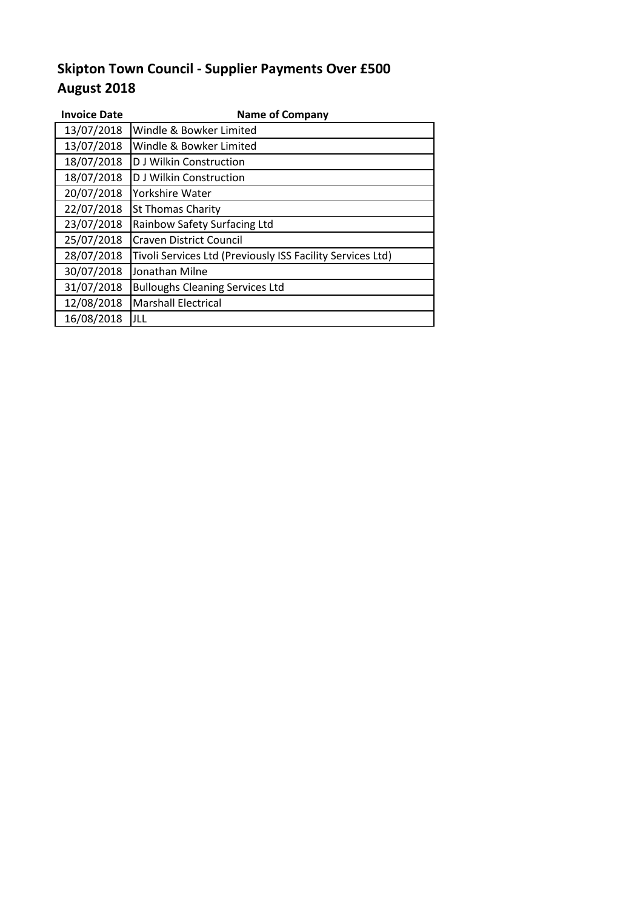# Skipton Town Council - Supplier Payments Over £500
# August 2018

| Invoice Date | Name of Company |
|---|---|
| 13/07/2018 | Windle & Bowker Limited |
| 13/07/2018 | Windle & Bowker Limited |
| 18/07/2018 | D J Wilkin Construction |
| 18/07/2018 | D J Wilkin Construction |
| 20/07/2018 | Yorkshire Water |
| 22/07/2018 | St Thomas Charity |
| 23/07/2018 | Rainbow Safety Surfacing Ltd |
| 25/07/2018 | Craven District Council |
| 28/07/2018 | Tivoli Services Ltd (Previously ISS Facility Services Ltd) |
| 30/07/2018 | Jonathan Milne |
| 31/07/2018 | Bulloughs Cleaning Services Ltd |
| 12/08/2018 | Marshall Electrical |
| 16/08/2018 | JLL |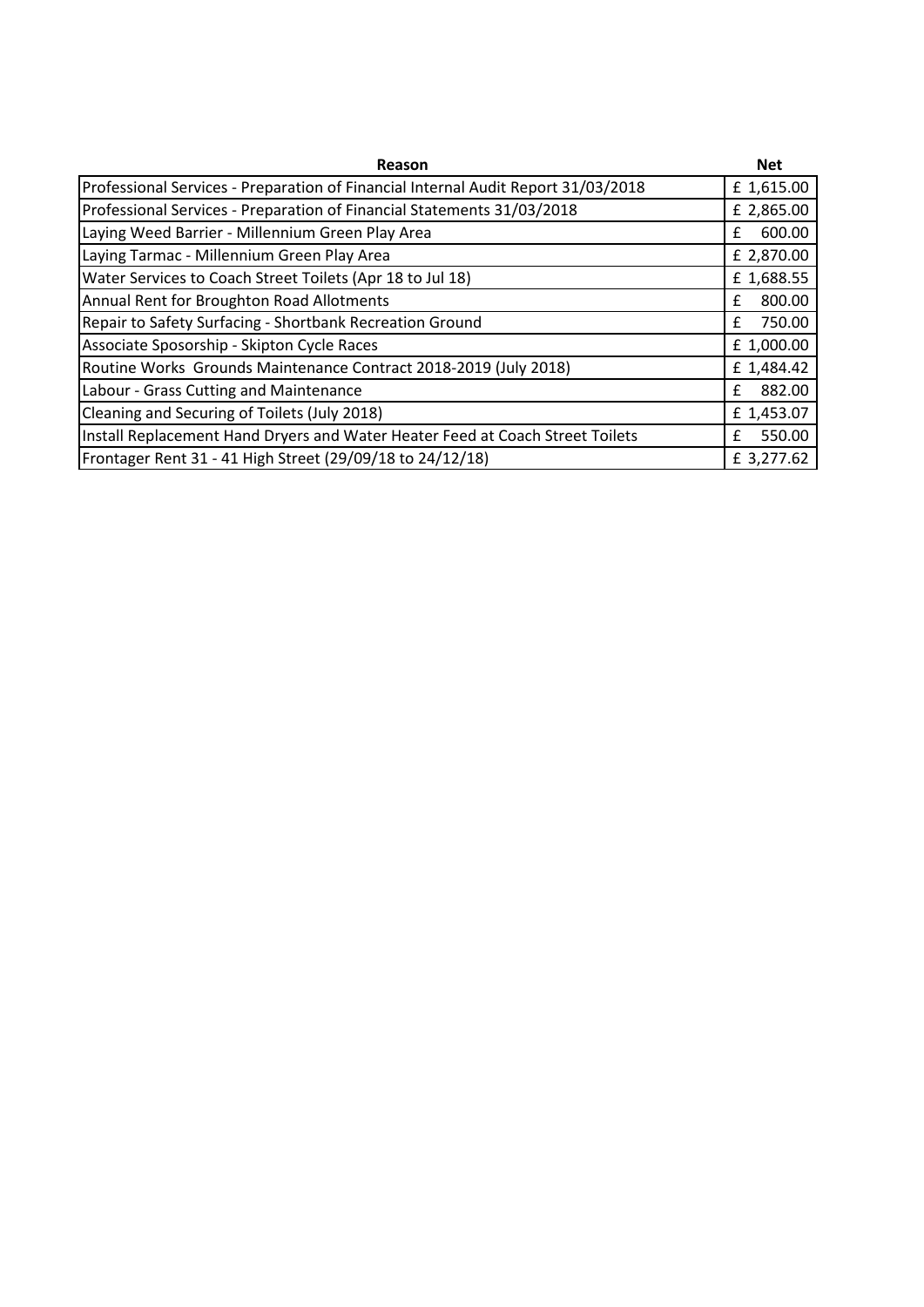| Reason | Net |
| --- | --- |
| Professional Services - Preparation of Financial Internal Audit Report 31/03/2018 | £ 1,615.00 |
| Professional Services - Preparation of Financial Statements 31/03/2018 | £ 2,865.00 |
| Laying Weed Barrier - Millennium Green Play Area | £ 600.00 |
| Laying Tarmac - Millennium Green Play Area | £ 2,870.00 |
| Water Services to Coach Street Toilets (Apr 18 to Jul 18) | £ 1,688.55 |
| Annual Rent for Broughton Road Allotments | £ 800.00 |
| Repair to Safety Surfacing - Shortbank Recreation Ground | £ 750.00 |
| Associate Sposorship - Skipton Cycle Races | £ 1,000.00 |
| Routine Works Grounds Maintenance Contract 2018-2019 (July 2018) | £ 1,484.42 |
| Labour - Grass Cutting and Maintenance | £ 882.00 |
| Cleaning and Securing of Toilets (July 2018) | £ 1,453.07 |
| Install Replacement Hand Dryers and Water Heater Feed at Coach Street Toilets | £ 550.00 |
| Frontager Rent 31 - 41 High Street (29/09/18 to 24/12/18) | £ 3,277.62 |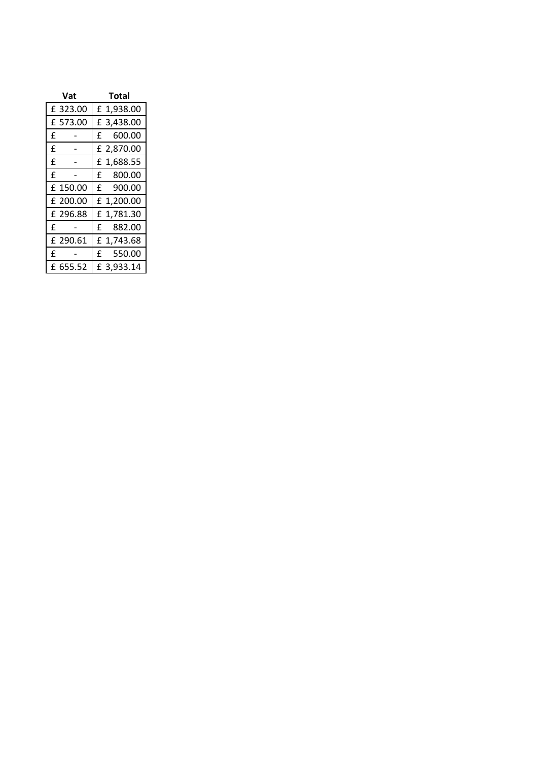| Vat | Total |
|---|---|
| £ 323.00 | £ 1,938.00 |
| £ 573.00 | £ 3,438.00 |
| £ - | £ 600.00 |
| £ - | £ 2,870.00 |
| £ - | £ 1,688.55 |
| £ - | £ 800.00 |
| £ 150.00 | £ 900.00 |
| £ 200.00 | £ 1,200.00 |
| £ 296.88 | £ 1,781.30 |
| £ - | £ 882.00 |
| £ 290.61 | £ 1,743.68 |
| £ - | £ 550.00 |
| £ 655.52 | £ 3,933.14 |